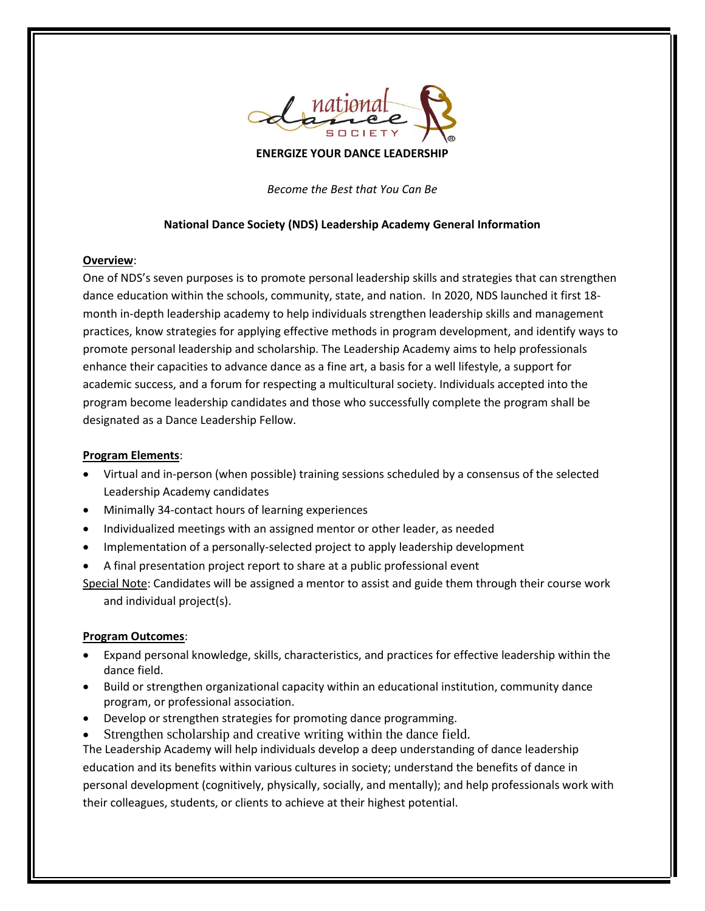**ENERGIZE YOUR DANCE LEADERSHIP**

*Become the Best that You Can Be*

**National Dance Society (NDS) Leadership Academy General Information**

**Overview**:

One of NDS's seven purposes is to promote personal leadership skills and strategies that can strengthen dance education within the schools, community, state, and nation. In 2020, NDS launched it first 18-month in-depth leadership academy to help individuals strengthen leadership skills and management practices, know strategies for applying effective methods in program development, and identify ways to promote personal leadership and scholarship. The Leadership Academy aims to help professionals enhance their capacities to advance dance as a fine art, a basis for a well lifestyle, a support for academic success, and a forum for respecting a multicultural society. Individuals accepted into the program become leadership candidates and those who successfully complete the program shall be designated as a Dance Leadership Fellow.

**Program Elements**:

- Virtual and in-person (when possible) training sessions scheduled by a consensus of the selected Leadership Academy candidates
- Minimally 34-contact hours of learning experiences
- Individualized meetings with an assigned mentor or other leader, as needed
- Implementation of a personally-selected project to apply leadership development
- A final presentation project report to share at a public professional event

Special Note: Candidates will be assigned a mentor to assist and guide them through their course work and individual project(s).

**Program Outcomes**:

- Expand personal knowledge, skills, characteristics, and practices for effective leadership within the dance field.
- Build or strengthen organizational capacity within an educational institution, community dance program, or professional association.
- Develop or strengthen strategies for promoting dance programming.
- Strengthen scholarship and creative writing within the dance field.

The Leadership Academy will help individuals develop a deep understanding of dance leadership education and its benefits within various cultures in society; understand the benefits of dance in personal development (cognitively, physically, socially, and mentally); and help professionals work with their colleagues, students, or clients to achieve at their highest potential.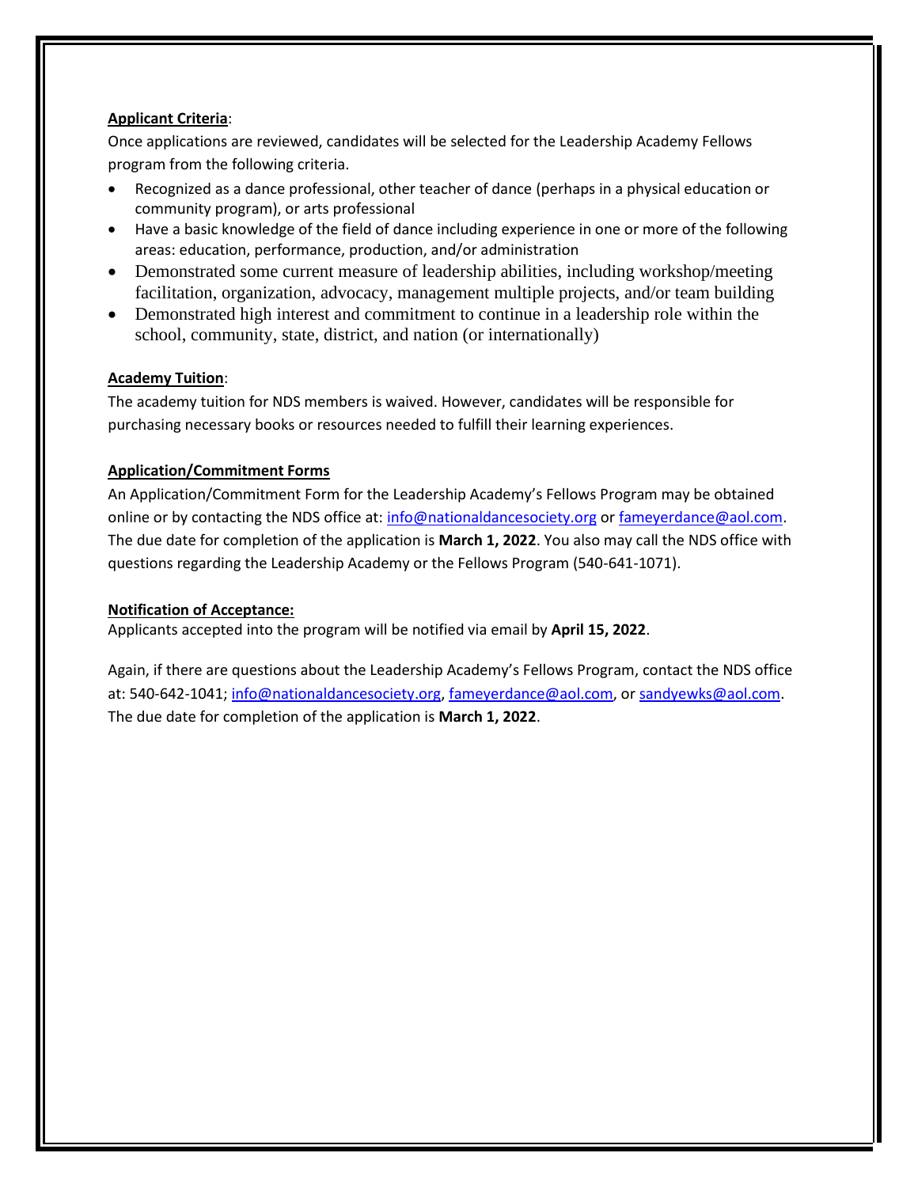**Applicant Criteria**:

Once applications are reviewed, candidates will be selected for the Leadership Academy Fellows program from the following criteria.

- Recognized as a dance professional, other teacher of dance (perhaps in a physical education or community program), or arts professional
- Have a basic knowledge of the field of dance including experience in one or more of the following areas: education, performance, production, and/or administration
- Demonstrated some current measure of leadership abilities, including workshop/meeting facilitation, organization, advocacy, management multiple projects, and/or team building
- Demonstrated high interest and commitment to continue in a leadership role within the school, community, state, district, and nation (or internationally)

**Academy Tuition**:

The academy tuition for NDS members is waived. However, candidates will be responsible for purchasing necessary books or resources needed to fulfill their learning experiences.

**Application/Commitment Forms**

An Application/Commitment Form for the Leadership Academy's Fellows Program may be obtained online or by contacting the NDS office at: info@nationaldancesociety.org or fameyerdance@aol.com. The due date for completion of the application is **March 1, 2022**. You also may call the NDS office with questions regarding the Leadership Academy or the Fellows Program (540-641-1071).

**Notification of Acceptance:**

Applicants accepted into the program will be notified via email by **April 15, 2022**.

Again, if there are questions about the Leadership Academy's Fellows Program, contact the NDS office at: 540-642-1041; info@nationaldancesociety.org, fameyerdance@aol.com, or sandyewks@aol.com. The due date for completion of the application is **March 1, 2022**.